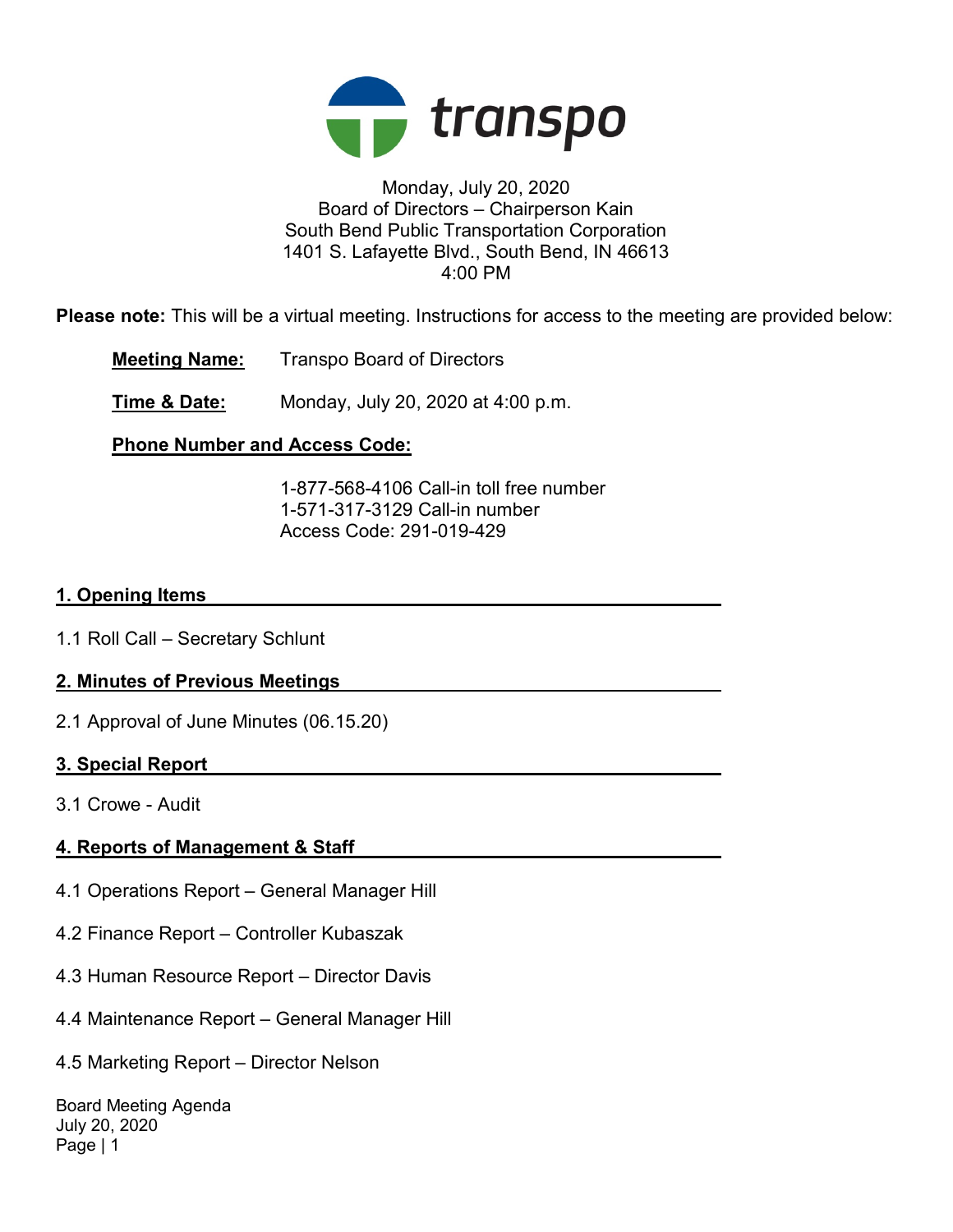transpo

Monday, July 20, 2020
Board of Directors – Chairperson Kain
South Bend Public Transportation Corporation
1401 S. Lafayette Blvd., South Bend, IN 46613
4:00 PM

**Please note:** This will be a virtual meeting. Instructions for access to the meeting are provided below:

**Meeting Name:** Transpo Board of Directors

**Time & Date:** Monday, July 20, 2020 at 4:00 p.m.

**Phone Number and Access Code:**

1-877-568-4106 Call-in toll free number
1-571-317-3129 Call-in number
Access Code: 291-019-429

## 1. Opening Items

1.1 Roll Call – Secretary Schlunt

## 2. Minutes of Previous Meetings

2.1 Approval of June Minutes (06.15.20)

## 3. Special Report

3.1 Crowe - Audit

## 4. Reports of Management & Staff

4.1 Operations Report – General Manager Hill

4.2 Finance Report – Controller Kubaszak

4.3 Human Resource Report – Director Davis

4.4 Maintenance Report – General Manager Hill

4.5 Marketing Report – Director Nelson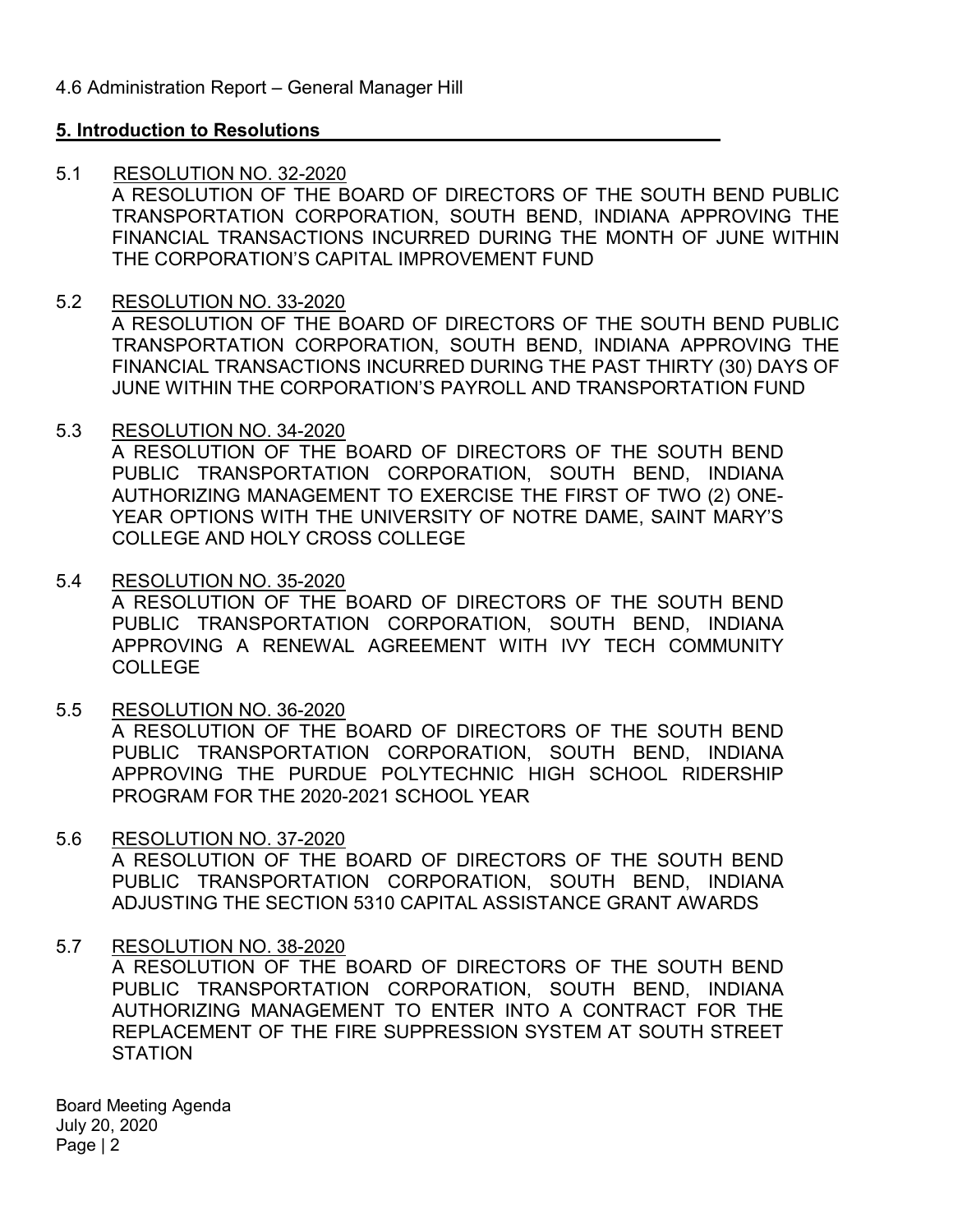4.6 Administration Report – General Manager Hill

## 5. Introduction to Resolutions

5.1 RESOLUTION NO. 32-2020
A RESOLUTION OF THE BOARD OF DIRECTORS OF THE SOUTH BEND PUBLIC TRANSPORTATION CORPORATION, SOUTH BEND, INDIANA APPROVING THE FINANCIAL TRANSACTIONS INCURRED DURING THE MONTH OF JUNE WITHIN THE CORPORATION'S CAPITAL IMPROVEMENT FUND

5.2 RESOLUTION NO. 33-2020
A RESOLUTION OF THE BOARD OF DIRECTORS OF THE SOUTH BEND PUBLIC TRANSPORTATION CORPORATION, SOUTH BEND, INDIANA APPROVING THE FINANCIAL TRANSACTIONS INCURRED DURING THE PAST THIRTY (30) DAYS OF JUNE WITHIN THE CORPORATION'S PAYROLL AND TRANSPORTATION FUND

5.3 RESOLUTION NO. 34-2020
A RESOLUTION OF THE BOARD OF DIRECTORS OF THE SOUTH BEND PUBLIC TRANSPORTATION CORPORATION, SOUTH BEND, INDIANA AUTHORIZING MANAGEMENT TO EXERCISE THE FIRST OF TWO (2) ONE-YEAR OPTIONS WITH THE UNIVERSITY OF NOTRE DAME, SAINT MARY'S COLLEGE AND HOLY CROSS COLLEGE

5.4 RESOLUTION NO. 35-2020
A RESOLUTION OF THE BOARD OF DIRECTORS OF THE SOUTH BEND PUBLIC TRANSPORTATION CORPORATION, SOUTH BEND, INDIANA APPROVING A RENEWAL AGREEMENT WITH IVY TECH COMMUNITY COLLEGE

5.5 RESOLUTION NO. 36-2020
A RESOLUTION OF THE BOARD OF DIRECTORS OF THE SOUTH BEND PUBLIC TRANSPORTATION CORPORATION, SOUTH BEND, INDIANA APPROVING THE PURDUE POLYTECHNIC HIGH SCHOOL RIDERSHIP PROGRAM FOR THE 2020-2021 SCHOOL YEAR

5.6 RESOLUTION NO. 37-2020
A RESOLUTION OF THE BOARD OF DIRECTORS OF THE SOUTH BEND PUBLIC TRANSPORTATION CORPORATION, SOUTH BEND, INDIANA ADJUSTING THE SECTION 5310 CAPITAL ASSISTANCE GRANT AWARDS

5.7 RESOLUTION NO. 38-2020
A RESOLUTION OF THE BOARD OF DIRECTORS OF THE SOUTH BEND PUBLIC TRANSPORTATION CORPORATION, SOUTH BEND, INDIANA AUTHORIZING MANAGEMENT TO ENTER INTO A CONTRACT FOR THE REPLACEMENT OF THE FIRE SUPPRESSION SYSTEM AT SOUTH STREET STATION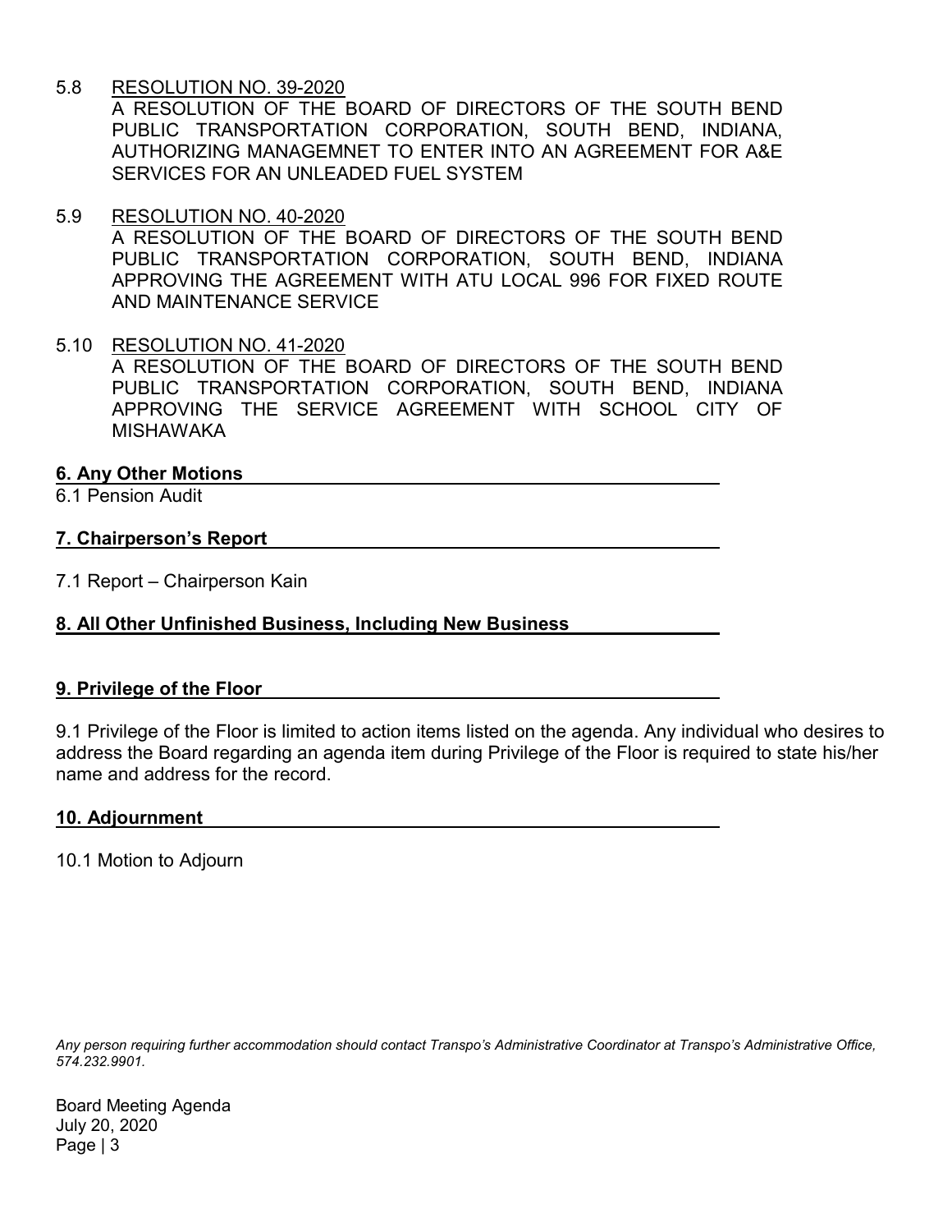5.8 RESOLUTION NO. 39-2020

A RESOLUTION OF THE BOARD OF DIRECTORS OF THE SOUTH BEND PUBLIC TRANSPORTATION CORPORATION, SOUTH BEND, INDIANA, AUTHORIZING MANAGEMNET TO ENTER INTO AN AGREEMENT FOR A&E SERVICES FOR AN UNLEADED FUEL SYSTEM

5.9 RESOLUTION NO. 40-2020

A RESOLUTION OF THE BOARD OF DIRECTORS OF THE SOUTH BEND PUBLIC TRANSPORTATION CORPORATION, SOUTH BEND, INDIANA APPROVING THE AGREEMENT WITH ATU LOCAL 996 FOR FIXED ROUTE AND MAINTENANCE SERVICE

5.10 RESOLUTION NO. 41-2020

A RESOLUTION OF THE BOARD OF DIRECTORS OF THE SOUTH BEND PUBLIC TRANSPORTATION CORPORATION, SOUTH BEND, INDIANA APPROVING THE SERVICE AGREEMENT WITH SCHOOL CITY OF MISHAWAKA

**6. Any Other Motions**

6.1 Pension Audit

**7. Chairperson's Report**

7.1 Report – Chairperson Kain

**8. All Other Unfinished Business, Including New Business**

**9. Privilege of the Floor**

9.1 Privilege of the Floor is limited to action items listed on the agenda. Any individual who desires to address the Board regarding an agenda item during Privilege of the Floor is required to state his/her name and address for the record.

**10. Adjournment**

10.1 Motion to Adjourn

*Any person requiring further accommodation should contact Transpo's Administrative Coordinator at Transpo's Administrative Office, 574.232.9901.*